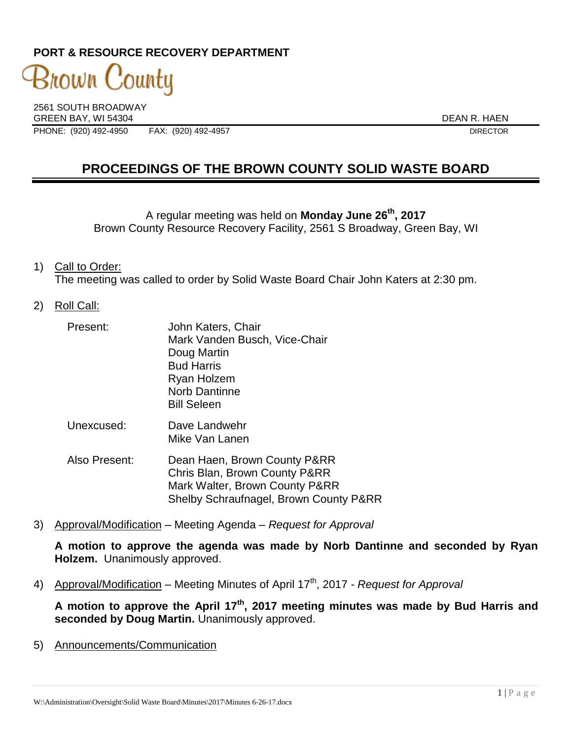**PORT & RESOURCE RECOVERY DEPARTMENT**

Brown County

2561 SOUTH BROADWAY
GREEN BAY, WI 54304 DEAN R. HAEN
PHONE: (920) 492-4950 FAX: (920) 492-4957 DIRECTOR

# PROCEEDINGS OF THE BROWN COUNTY SOLID WASTE BOARD

A regular meeting was held on **Monday June 26th, 2017**
Brown County Resource Recovery Facility, 2561 S Broadway, Green Bay, WI

1) Call to Order:
   The meeting was called to order by Solid Waste Board Chair John Katers at 2:30 pm.

2) Roll Call:

   Present: John Katers, Chair
   Mark Vanden Busch, Vice-Chair
   Doug Martin
   Bud Harris
   Ryan Holzem
   Norb Dantinne
   Bill Seleen

   Unexcused: Dave Landwehr
   Mike Van Lanen

   Also Present: Dean Haen, Brown County P&RR
   Chris Blan, Brown County P&RR
   Mark Walter, Brown County P&RR
   Shelby Schraufnagel, Brown County P&RR

3) Approval/Modification – Meeting Agenda – *Request for Approval*

   **A motion to approve the agenda was made by Norb Dantinne and seconded by Ryan Holzem.** Unanimously approved.

4) Approval/Modification – Meeting Minutes of April 17th, 2017 - *Request for Approval*

   **A motion to approve the April 17th, 2017 meeting minutes was made by Bud Harris and seconded by Doug Martin.** Unanimously approved.

5) Announcements/Communication

W:\Administration\Oversight\Solid Waste Board\Minutes\2017\Minutes 6-26-17.docx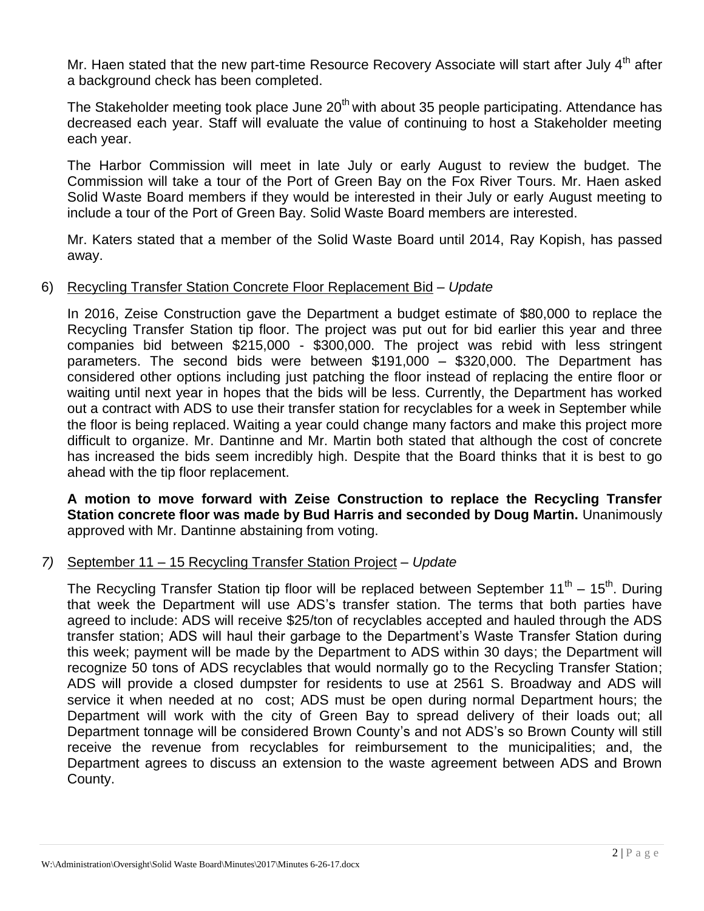Mr. Haen stated that the new part-time Resource Recovery Associate will start after July 4th after a background check has been completed.

The Stakeholder meeting took place June 20th with about 35 people participating. Attendance has decreased each year. Staff will evaluate the value of continuing to host a Stakeholder meeting each year.

The Harbor Commission will meet in late July or early August to review the budget. The Commission will take a tour of the Port of Green Bay on the Fox River Tours. Mr. Haen asked Solid Waste Board members if they would be interested in their July or early August meeting to include a tour of the Port of Green Bay. Solid Waste Board members are interested.

Mr. Katers stated that a member of the Solid Waste Board until 2014, Ray Kopish, has passed away.

6) Recycling Transfer Station Concrete Floor Replacement Bid – *Update*

In 2016, Zeise Construction gave the Department a budget estimate of $80,000 to replace the Recycling Transfer Station tip floor. The project was put out for bid earlier this year and three companies bid between $215,000 - $300,000. The project was rebid with less stringent parameters. The second bids were between $191,000 – $320,000. The Department has considered other options including just patching the floor instead of replacing the entire floor or waiting until next year in hopes that the bids will be less. Currently, the Department has worked out a contract with ADS to use their transfer station for recyclables for a week in September while the floor is being replaced. Waiting a year could change many factors and make this project more difficult to organize. Mr. Dantinne and Mr. Martin both stated that although the cost of concrete has increased the bids seem incredibly high. Despite that the Board thinks that it is best to go ahead with the tip floor replacement.

**A motion to move forward with Zeise Construction to replace the Recycling Transfer Station concrete floor was made by Bud Harris and seconded by Doug Martin.** Unanimously approved with Mr. Dantinne abstaining from voting.

*7)* September 11 – 15 Recycling Transfer Station Project – *Update*

The Recycling Transfer Station tip floor will be replaced between September 11th – 15th. During that week the Department will use ADS's transfer station. The terms that both parties have agreed to include: ADS will receive $25/ton of recyclables accepted and hauled through the ADS transfer station; ADS will haul their garbage to the Department's Waste Transfer Station during this week; payment will be made by the Department to ADS within 30 days; the Department will recognize 50 tons of ADS recyclables that would normally go to the Recycling Transfer Station; ADS will provide a closed dumpster for residents to use at 2561 S. Broadway and ADS will service it when needed at no cost; ADS must be open during normal Department hours; the Department will work with the city of Green Bay to spread delivery of their loads out; all Department tonnage will be considered Brown County's and not ADS's so Brown County will still receive the revenue from recyclables for reimbursement to the municipalities; and, the Department agrees to discuss an extension to the waste agreement between ADS and Brown County.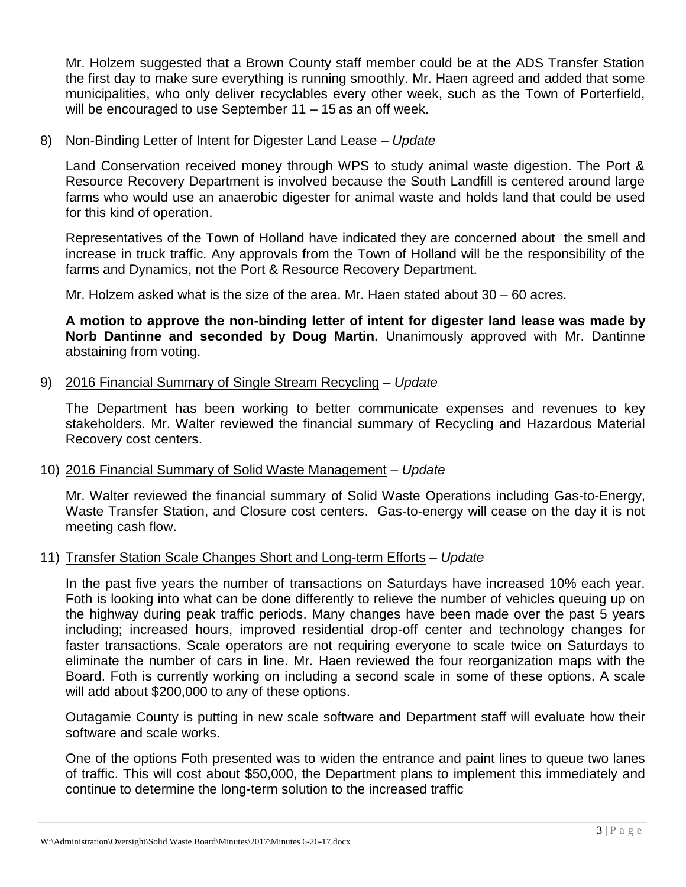Mr. Holzem suggested that a Brown County staff member could be at the ADS Transfer Station the first day to make sure everything is running smoothly. Mr. Haen agreed and added that some municipalities, who only deliver recyclables every other week, such as the Town of Porterfield, will be encouraged to use September 11 – 15 as an off week.

8) Non-Binding Letter of Intent for Digester Land Lease – *Update*

Land Conservation received money through WPS to study animal waste digestion. The Port & Resource Recovery Department is involved because the South Landfill is centered around large farms who would use an anaerobic digester for animal waste and holds land that could be used for this kind of operation.

Representatives of the Town of Holland have indicated they are concerned about the smell and increase in truck traffic. Any approvals from the Town of Holland will be the responsibility of the farms and Dynamics, not the Port & Resource Recovery Department.

Mr. Holzem asked what is the size of the area. Mr. Haen stated about 30 – 60 acres.

**A motion to approve the non-binding letter of intent for digester land lease was made by Norb Dantinne and seconded by Doug Martin.** Unanimously approved with Mr. Dantinne abstaining from voting.

9) 2016 Financial Summary of Single Stream Recycling – *Update*

The Department has been working to better communicate expenses and revenues to key stakeholders. Mr. Walter reviewed the financial summary of Recycling and Hazardous Material Recovery cost centers.

10) 2016 Financial Summary of Solid Waste Management – *Update*

Mr. Walter reviewed the financial summary of Solid Waste Operations including Gas-to-Energy, Waste Transfer Station, and Closure cost centers. Gas-to-energy will cease on the day it is not meeting cash flow.

11) Transfer Station Scale Changes Short and Long-term Efforts – *Update*

In the past five years the number of transactions on Saturdays have increased 10% each year. Foth is looking into what can be done differently to relieve the number of vehicles queuing up on the highway during peak traffic periods. Many changes have been made over the past 5 years including; increased hours, improved residential drop-off center and technology changes for faster transactions. Scale operators are not requiring everyone to scale twice on Saturdays to eliminate the number of cars in line. Mr. Haen reviewed the four reorganization maps with the Board. Foth is currently working on including a second scale in some of these options. A scale will add about $200,000 to any of these options.

Outagamie County is putting in new scale software and Department staff will evaluate how their software and scale works.

One of the options Foth presented was to widen the entrance and paint lines to queue two lanes of traffic. This will cost about $50,000, the Department plans to implement this immediately and continue to determine the long-term solution to the increased traffic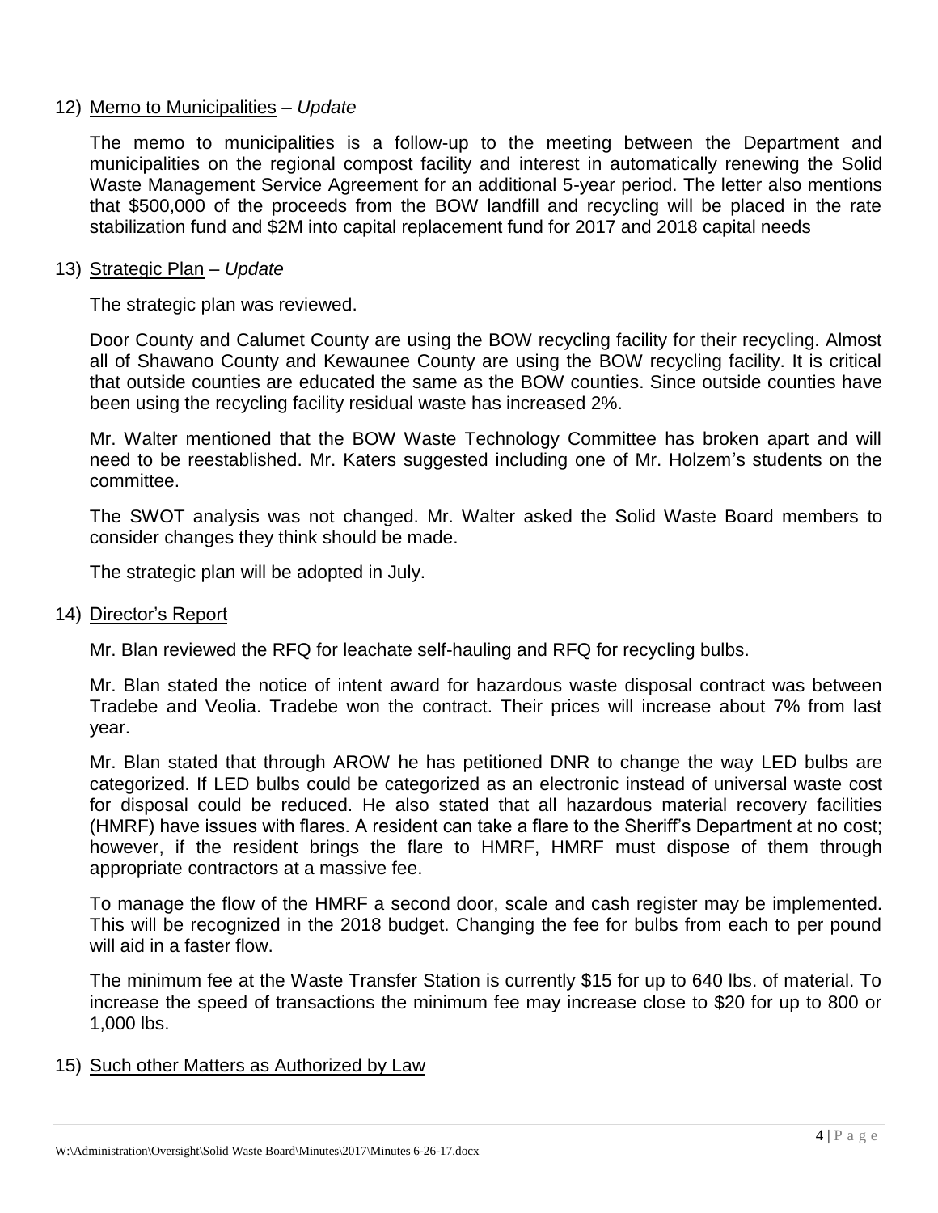12) Memo to Municipalities – *Update*

The memo to municipalities is a follow-up to the meeting between the Department and municipalities on the regional compost facility and interest in automatically renewing the Solid Waste Management Service Agreement for an additional 5-year period. The letter also mentions that $500,000 of the proceeds from the BOW landfill and recycling will be placed in the rate stabilization fund and $2M into capital replacement fund for 2017 and 2018 capital needs

13) Strategic Plan – *Update*

The strategic plan was reviewed.

Door County and Calumet County are using the BOW recycling facility for their recycling. Almost all of Shawano County and Kewaunee County are using the BOW recycling facility. It is critical that outside counties are educated the same as the BOW counties. Since outside counties have been using the recycling facility residual waste has increased 2%.

Mr. Walter mentioned that the BOW Waste Technology Committee has broken apart and will need to be reestablished. Mr. Katers suggested including one of Mr. Holzem's students on the committee.

The SWOT analysis was not changed. Mr. Walter asked the Solid Waste Board members to consider changes they think should be made.

The strategic plan will be adopted in July.

14) Director's Report

Mr. Blan reviewed the RFQ for leachate self-hauling and RFQ for recycling bulbs.

Mr. Blan stated the notice of intent award for hazardous waste disposal contract was between Tradebe and Veolia. Tradebe won the contract. Their prices will increase about 7% from last year.

Mr. Blan stated that through AROW he has petitioned DNR to change the way LED bulbs are categorized. If LED bulbs could be categorized as an electronic instead of universal waste cost for disposal could be reduced. He also stated that all hazardous material recovery facilities (HMRF) have issues with flares. A resident can take a flare to the Sheriff's Department at no cost; however, if the resident brings the flare to HMRF, HMRF must dispose of them through appropriate contractors at a massive fee.

To manage the flow of the HMRF a second door, scale and cash register may be implemented. This will be recognized in the 2018 budget. Changing the fee for bulbs from each to per pound will aid in a faster flow.

The minimum fee at the Waste Transfer Station is currently $15 for up to 640 lbs. of material. To increase the speed of transactions the minimum fee may increase close to $20 for up to 800 or 1,000 lbs.

15) Such other Matters as Authorized by Law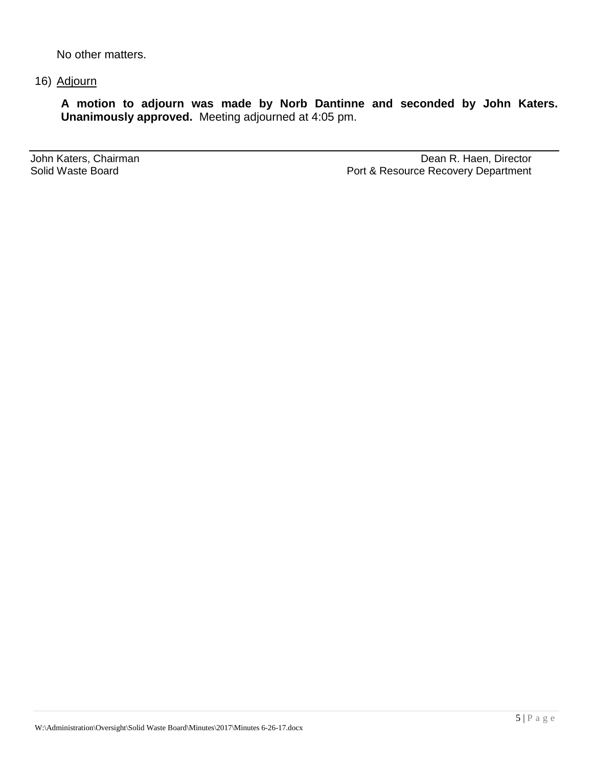No other matters.

16) Adjourn

**A motion to adjourn was made by Norb Dantinne and seconded by John Katers. Unanimously approved.** Meeting adjourned at 4:05 pm.

John Katers, Chairman
Solid Waste Board

Dean R. Haen, Director
Port & Resource Recovery Department

W:\Administration\Oversight\Solid Waste Board\Minutes\2017\Minutes 6-26-17.docx